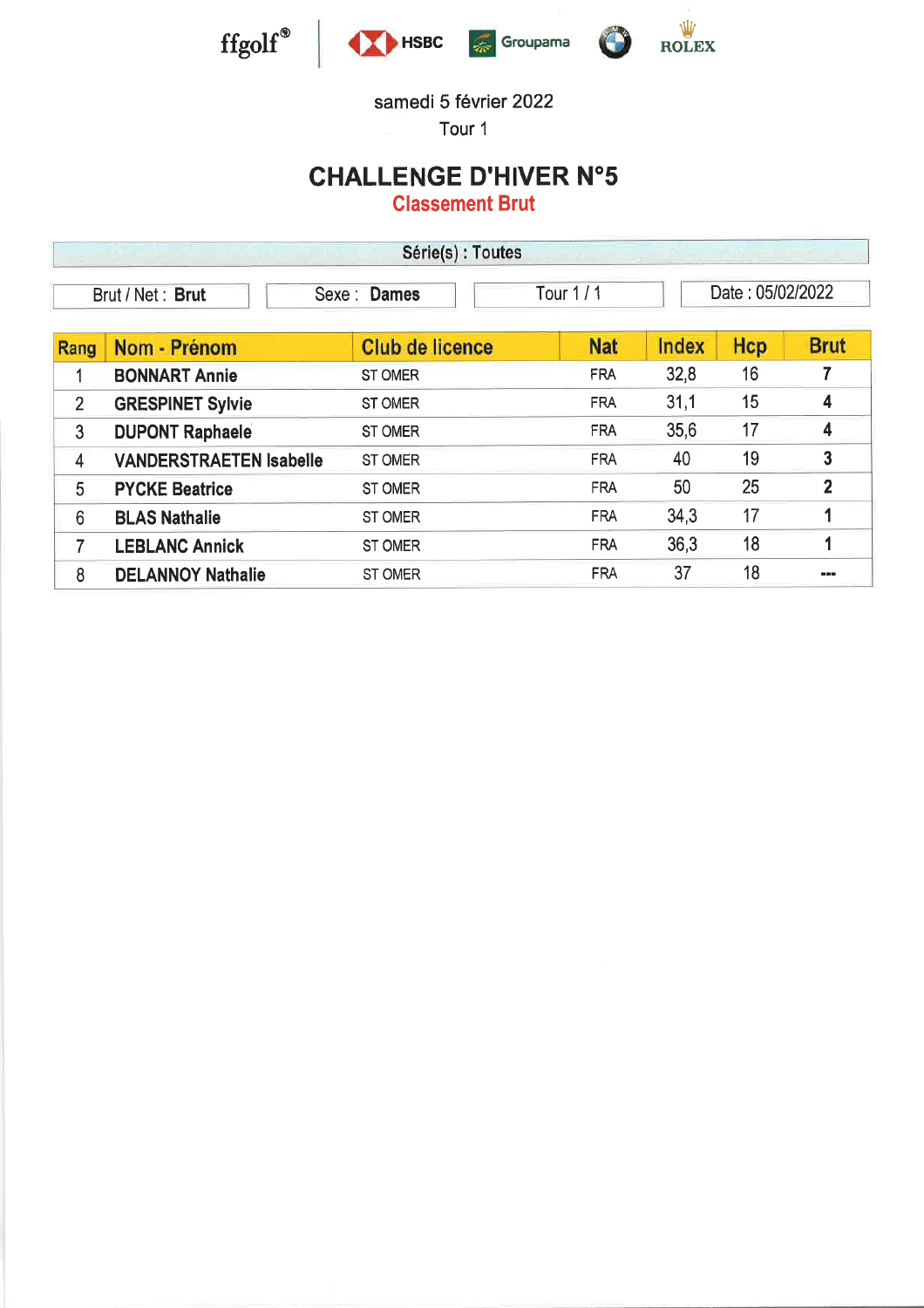ffgolf® | HSBC | Groupama | BMW | ROLEX

samedi 5 février 2022

Tour 1

# CHALLENGE D'HIVER N°5

## Classement Brut

**Série(s) : Toutes**

| Brut / Net : **Brut** | Sexe : **Dames** | Tour 1 / 1 | Date : 05/02/2022 |
|---|---|---|---|

| Rang | Nom - Prénom | Club de licence | Nat | Index | Hcp | Brut |
|---|---|---|---|---|---|---|
| 1 | **BONNART Annie** | ST OMER | FRA | 32,8 | 16 | **7** |
| 2 | **GRESPINET Sylvie** | ST OMER | FRA | 31,1 | 15 | **4** |
| 3 | **DUPONT Raphaele** | ST OMER | FRA | 35,6 | 17 | **4** |
| 4 | **VANDERSTRAETEN Isabelle** | ST OMER | FRA | 40 | 19 | **3** |
| 5 | **PYCKE Beatrice** | ST OMER | FRA | 50 | 25 | **2** |
| 6 | **BLAS Nathalie** | ST OMER | FRA | 34,3 | 17 | **1** |
| 7 | **LEBLANC Annick** | ST OMER | FRA | 36,3 | 18 | **1** |
| 8 | **DELANNOY Nathalie** | ST OMER | FRA | 37 | 18 | **---** |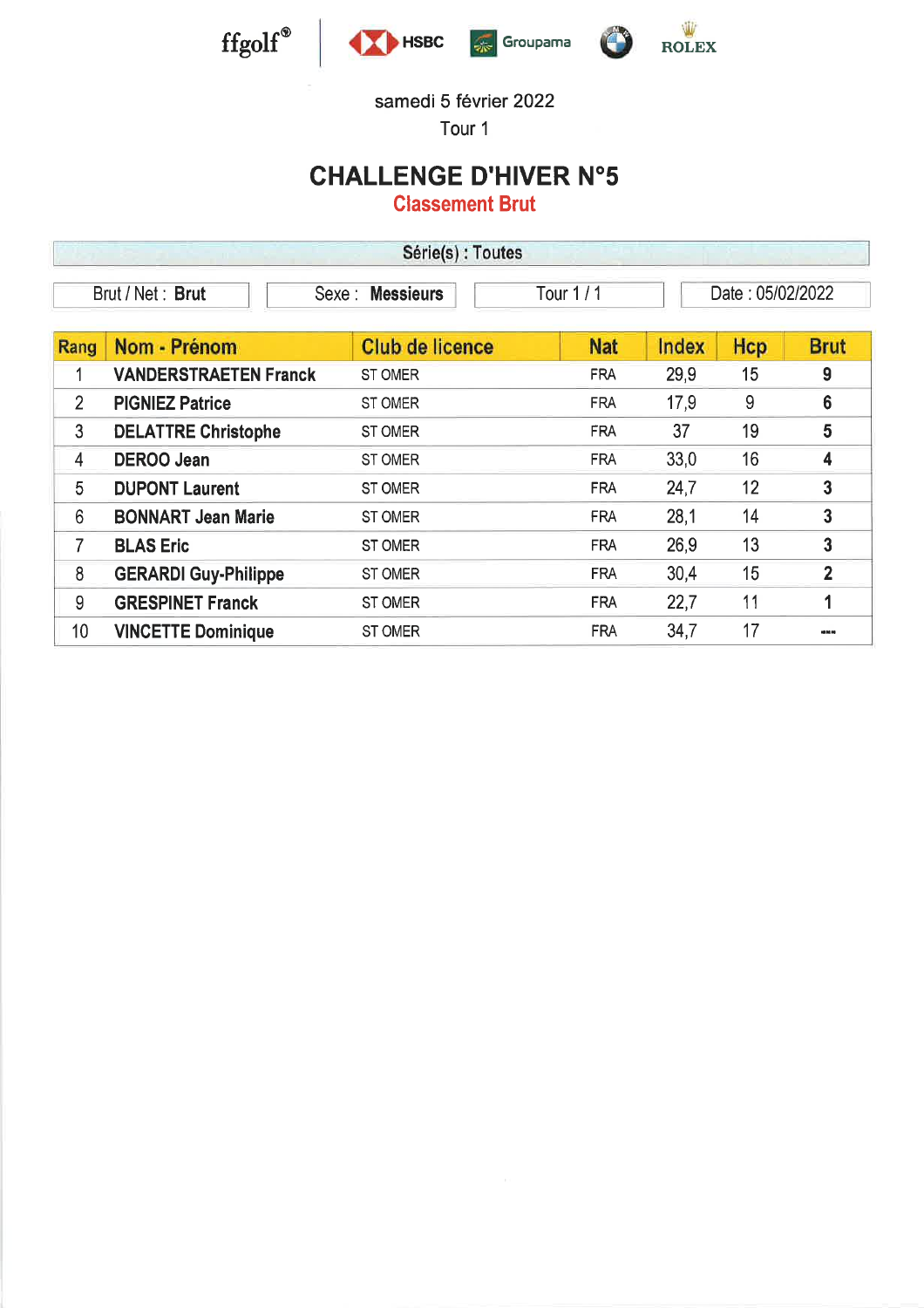ffgolf® HSBC Groupama ROLEX

samedi 5 février 2022

Tour 1

# CHALLENGE D'HIVER N°5

## Classement Brut

Série(s) : Toutes

| Brut / Net : **Brut** | Sexe : **Messieurs** | Tour 1 / 1 | Date : 05/02/2022 |
|---|---|---|---|

| Rang | Nom - Prénom | Club de licence | Nat | Index | Hcp | Brut |
|---|---|---|---|---|---|---|
| 1 | **VANDERSTRAETEN Franck** | ST OMER | FRA | 29,9 | 15 | **9** |
| 2 | **PIGNIEZ Patrice** | ST OMER | FRA | 17,9 | 9 | **6** |
| 3 | **DELATTRE Christophe** | ST OMER | FRA | 37 | 19 | **5** |
| 4 | **DEROO Jean** | ST OMER | FRA | 33,0 | 16 | **4** |
| 5 | **DUPONT Laurent** | ST OMER | FRA | 24,7 | 12 | **3** |
| 6 | **BONNART Jean Marie** | ST OMER | FRA | 28,1 | 14 | **3** |
| 7 | **BLAS Eric** | ST OMER | FRA | 26,9 | 13 | **3** |
| 8 | **GERARDI Guy-Philippe** | ST OMER | FRA | 30,4 | 15 | **2** |
| 9 | **GRESPINET Franck** | ST OMER | FRA | 22,7 | 11 | **1** |
| 10 | **VINCETTE Dominique** | ST OMER | FRA | 34,7 | 17 | --- |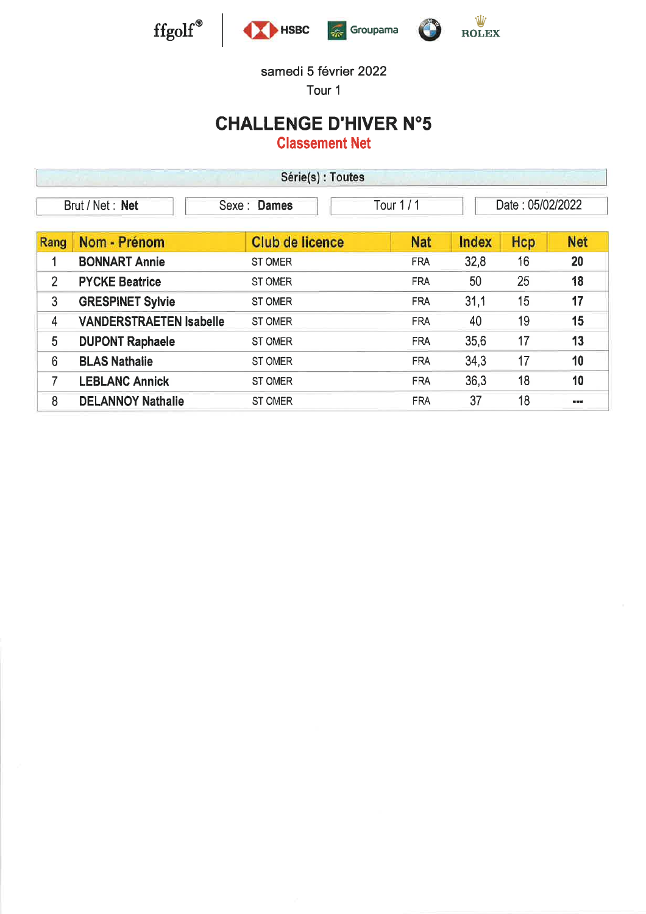ffgolf® | HSBC | Groupama | BMW | ROLEX

samedi 5 février 2022

Tour 1

# CHALLENGE D'HIVER N°5

## Classement Net

**Série(s) : Toutes**

| Brut / Net : **Net** | Sexe : **Dames** | Tour 1 / 1 | Date : 05/02/2022 |
|---|---|---|---|

| Rang | Nom - Prénom | Club de licence | Nat | Index | Hcp | Net |
|---|---|---|---|---|---|---|
| 1 | **BONNART Annie** | ST OMER | FRA | 32,8 | 16 | **20** |
| 2 | **PYCKE Beatrice** | ST OMER | FRA | 50 | 25 | **18** |
| 3 | **GRESPINET Sylvie** | ST OMER | FRA | 31,1 | 15 | **17** |
| 4 | **VANDERSTRAETEN Isabelle** | ST OMER | FRA | 40 | 19 | **15** |
| 5 | **DUPONT Raphaele** | ST OMER | FRA | 35,6 | 17 | **13** |
| 6 | **BLAS Nathalie** | ST OMER | FRA | 34,3 | 17 | **10** |
| 7 | **LEBLANC Annick** | ST OMER | FRA | 36,3 | 18 | **10** |
| 8 | **DELANNOY Nathalie** | ST OMER | FRA | 37 | 18 | **---** |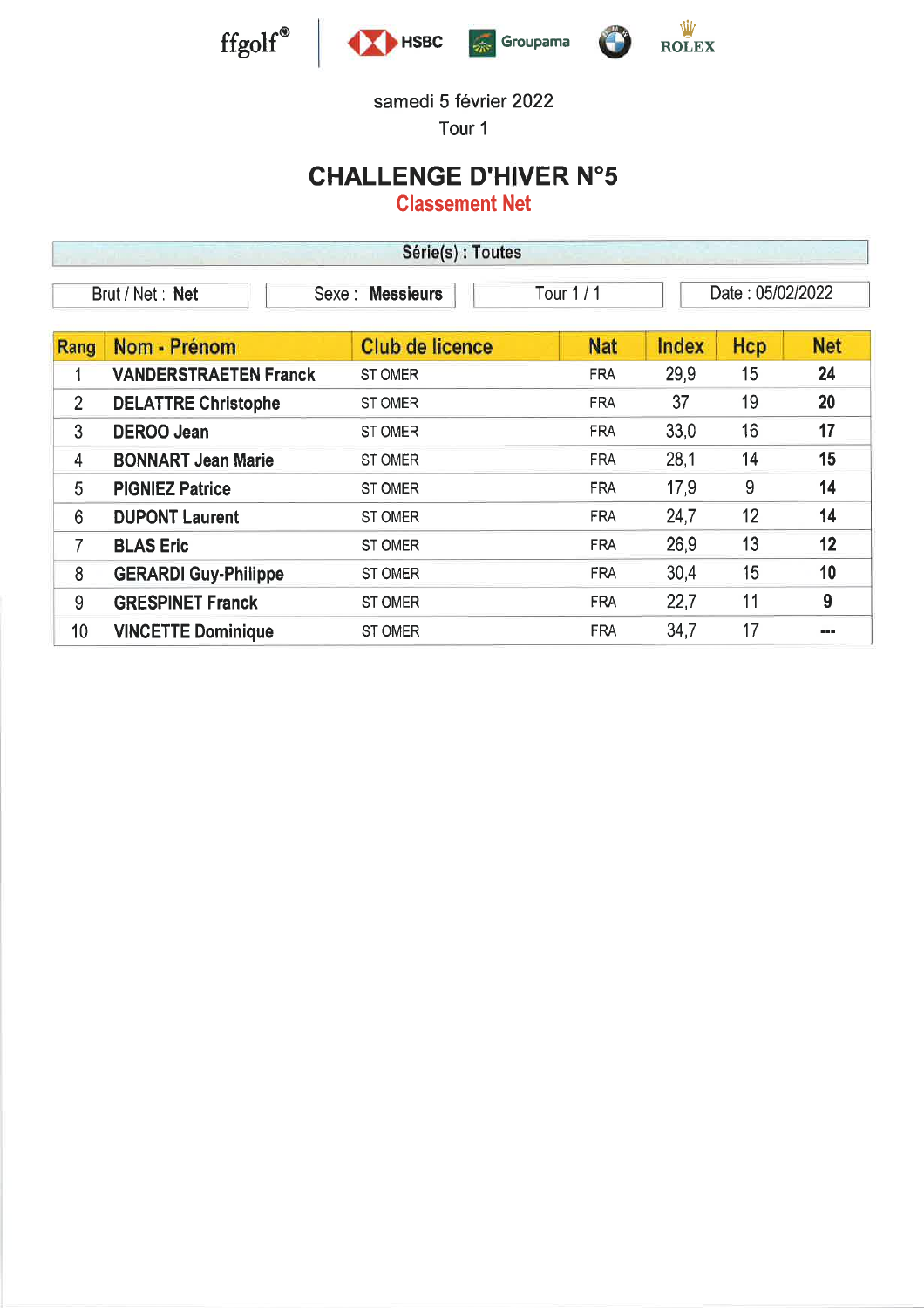ffgolf® HSBC Groupama BMW ROLEX

samedi 5 février 2022

Tour 1

# CHALLENGE D'HIVER N°5

## Classement Net

**Série(s) : Toutes**

| Brut / Net : **Net** | Sexe : **Messieurs** | Tour 1 / 1 | Date : 05/02/2022 |
|---|---|---|---|

| Rang | Nom - Prénom | Club de licence | Nat | Index | Hcp | Net |
|---|---|---|---|---|---|---|
| 1 | **VANDERSTRAETEN Franck** | ST OMER | FRA | 29,9 | 15 | **24** |
| 2 | **DELATTRE Christophe** | ST OMER | FRA | 37 | 19 | **20** |
| 3 | **DEROO Jean** | ST OMER | FRA | 33,0 | 16 | **17** |
| 4 | **BONNART Jean Marie** | ST OMER | FRA | 28,1 | 14 | **15** |
| 5 | **PIGNIEZ Patrice** | ST OMER | FRA | 17,9 | 9 | **14** |
| 6 | **DUPONT Laurent** | ST OMER | FRA | 24,7 | 12 | **14** |
| 7 | **BLAS Eric** | ST OMER | FRA | 26,9 | 13 | **12** |
| 8 | **GERARDI Guy-Philippe** | ST OMER | FRA | 30,4 | 15 | **10** |
| 9 | **GRESPINET Franck** | ST OMER | FRA | 22,7 | 11 | **9** |
| 10 | **VINCETTE Dominique** | ST OMER | FRA | 34,7 | 17 | **---** |